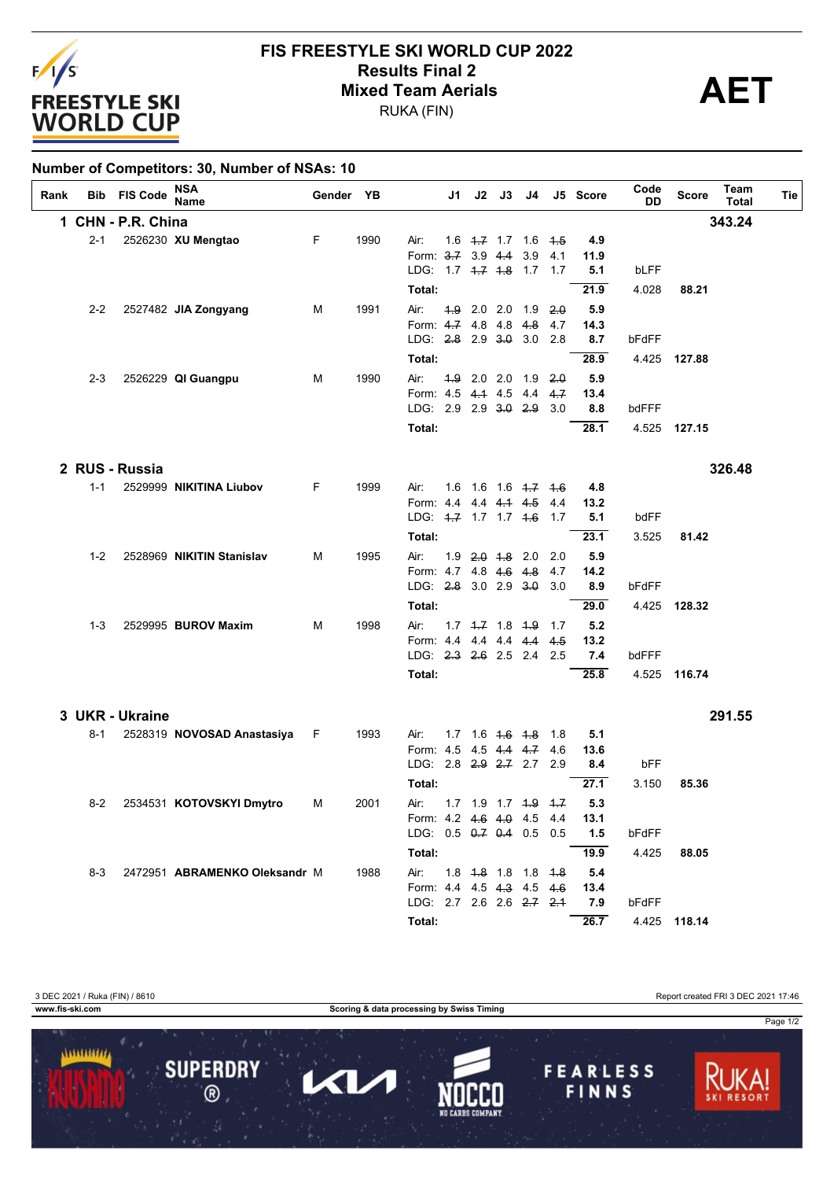# FIS FREESTYLE SKI WORLD CUP 2022

## Results Final 2

## Mixed Team Aerials

RUKA (FIN)

**AET**

**Number of Competitors: 30, Number of NSAs: 10**

| Rank | Bib | FIS Code | NSA Name | Gender | YB | | J1 | J2 | J3 | J4 | J5 | Score | Code DD | Score | Team Total | Tie |
|---|---|---|---|---|---|---|---|---|---|---|---|---|---|---|---|---|
| **1** | | | **CHN - P.R. China** | | | | | | | | | | | | **343.24** | |
| | 2-1 | 2526230 | **XU Mengtao** | F | 1990 | Air: | 1.6 | ~~1.7~~ | 1.7 | 1.6 | ~~1.5~~ | **4.9** | | | | |
| | | | | | | Form: | ~~3.7~~ | 3.9 | ~~4.4~~ | 3.9 | 4.1 | **11.9** | | | | |
| | | | | | | LDG: | 1.7 | ~~1.7~~ | ~~1.8~~ | 1.7 | 1.7 | **5.1** | bLFF | | | |
| | | | | | | **Total:** | | | | | | **21.9** | 4.028 | **88.21** | | |
| | 2-2 | 2527482 | **JIA Zongyang** | M | 1991 | Air: | ~~1.9~~ | 2.0 | 2.0 | 1.9 | ~~2.0~~ | **5.9** | | | | |
| | | | | | | Form: | ~~4.7~~ | 4.8 | 4.8 | ~~4.8~~ | 4.7 | **14.3** | | | | |
| | | | | | | LDG: | ~~2.8~~ | 2.9 | ~~3.0~~ | 3.0 | 2.8 | **8.7** | bFdFF | | | |
| | | | | | | **Total:** | | | | | | **28.9** | 4.425 | **127.88** | | |
| | 2-3 | 2526229 | **QI Guangpu** | M | 1990 | Air: | ~~1.9~~ | 2.0 | 2.0 | 1.9 | ~~2.0~~ | **5.9** | | | | |
| | | | | | | Form: | 4.5 | ~~4.1~~ | 4.5 | 4.4 | ~~4.7~~ | **13.4** | | | | |
| | | | | | | LDG: | 2.9 | 2.9 | ~~3.0~~ | ~~2.9~~ | 3.0 | **8.8** | bdFFF | | | |
| | | | | | | **Total:** | | | | | | **28.1** | 4.525 | **127.15** | | |
| **2** | | | **RUS - Russia** | | | | | | | | | | | | **326.48** | |
| | 1-1 | 2529999 | **NIKITINA Liubov** | F | 1999 | Air: | 1.6 | 1.6 | 1.6 | ~~1.7~~ | ~~1.6~~ | **4.8** | | | | |
| | | | | | | Form: | 4.4 | 4.4 | ~~4.1~~ | ~~4.5~~ | 4.4 | **13.2** | | | | |
| | | | | | | LDG: | ~~1.7~~ | 1.7 | 1.7 | ~~1.6~~ | 1.7 | **5.1** | bdFF | | | |
| | | | | | | **Total:** | | | | | | **23.1** | 3.525 | **81.42** | | |
| | 1-2 | 2528969 | **NIKITIN Stanislav** | M | 1995 | Air: | 1.9 | ~~2.0~~ | ~~1.8~~ | 2.0 | 2.0 | **5.9** | | | | |
| | | | | | | Form: | 4.7 | 4.8 | ~~4.6~~ | ~~4.8~~ | 4.7 | **14.2** | | | | |
| | | | | | | LDG: | ~~2.8~~ | 3.0 | 2.9 | ~~3.0~~ | 3.0 | **8.9** | bFdFF | | | |
| | | | | | | **Total:** | | | | | | **29.0** | 4.425 | **128.32** | | |
| | 1-3 | 2529995 | **BUROV Maxim** | M | 1998 | Air: | 1.7 | ~~1.7~~ | 1.8 | ~~1.9~~ | 1.7 | **5.2** | | | | |
| | | | | | | Form: | 4.4 | 4.4 | 4.4 | ~~4.4~~ | ~~4.5~~ | **13.2** | | | | |
| | | | | | | LDG: | ~~2.3~~ | ~~2.6~~ | 2.5 | 2.4 | 2.5 | **7.4** | bdFFF | | | |
| | | | | | | **Total:** | | | | | | **25.8** | 4.525 | **116.74** | | |
| **3** | | | **UKR - Ukraine** | | | | | | | | | | | | **291.55** | |
| | 8-1 | 2528319 | **NOVOSAD Anastasiya** | F | 1993 | Air: | 1.7 | 1.6 | ~~1.6~~ | ~~1.8~~ | 1.8 | **5.1** | | | | |
| | | | | | | Form: | 4.5 | 4.5 | ~~4.4~~ | ~~4.7~~ | 4.6 | **13.6** | | | | |
| | | | | | | LDG: | 2.8 | ~~2.9~~ | ~~2.7~~ | 2.7 | 2.9 | **8.4** | bFF | | | |
| | | | | | | **Total:** | | | | | | **27.1** | 3.150 | **85.36** | | |
| | 8-2 | 2534531 | **KOTOVSKYI Dmytro** | M | 2001 | Air: | 1.7 | 1.9 | 1.7 | ~~1.9~~ | ~~1.7~~ | **5.3** | | | | |
| | | | | | | Form: | 4.2 | ~~4.6~~ | ~~4.0~~ | 4.5 | 4.4 | **13.1** | | | | |
| | | | | | | LDG: | 0.5 | ~~0.7~~ | ~~0.4~~ | 0.5 | 0.5 | **1.5** | bFdFF | | | |
| | | | | | | **Total:** | | | | | | **19.9** | 4.425 | **88.05** | | |
| | 8-3 | 2472951 | **ABRAMENKO Oleksandr** | M | 1988 | Air: | 1.8 | ~~1.8~~ | 1.8 | 1.8 | ~~1.8~~ | **5.4** | | | | |
| | | | | | | Form: | 4.4 | 4.5 | ~~4.3~~ | 4.5 | ~~4.6~~ | **13.4** | | | | |
| | | | | | | LDG: | 2.7 | 2.6 | 2.6 | ~~2.7~~ | ~~2.1~~ | **7.9** | bFdFF | | | |
| | | | | | | **Total:** | | | | | | **26.7** | 4.425 | **118.14** | | |

3 DEC 2021 / Ruka (FIN) / 8610 — Report created FRI 3 DEC 2021 17:46

www.fis-ski.com — Scoring & data processing by Swiss Timing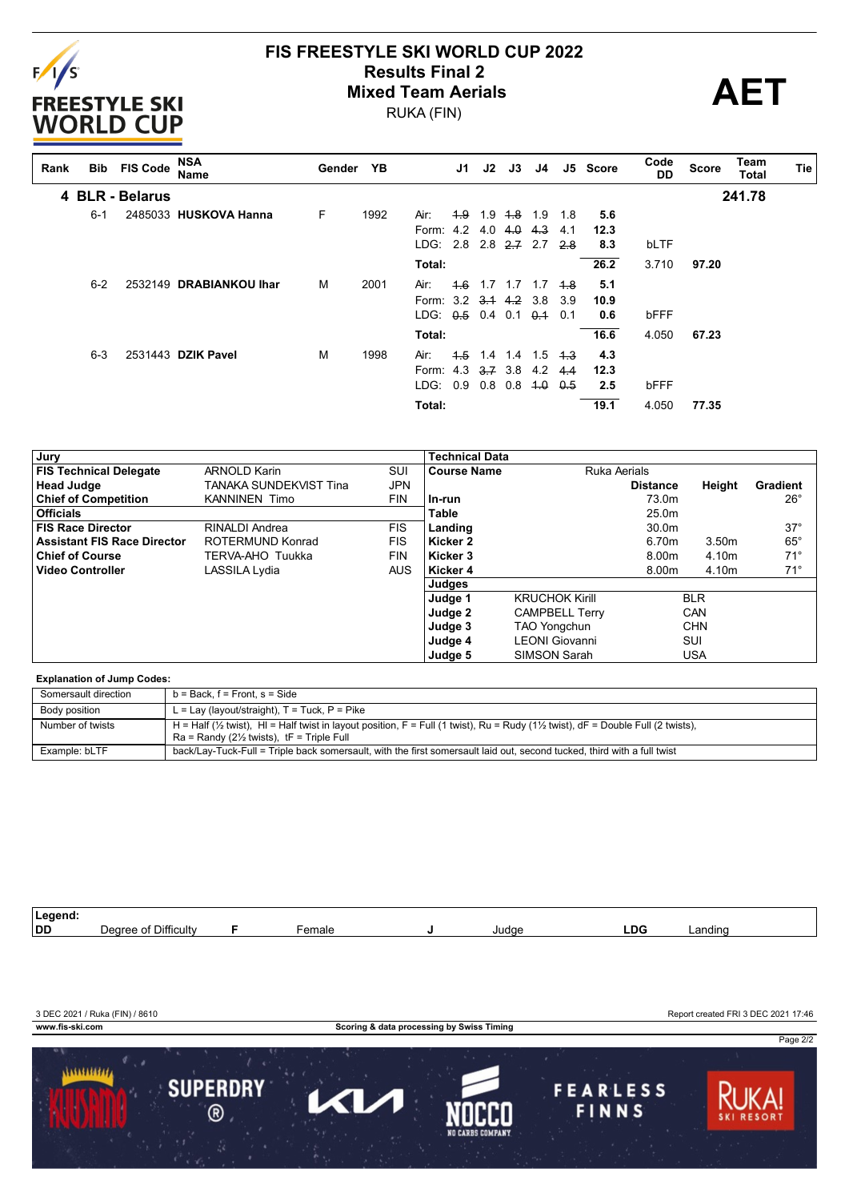# FIS FREESTYLE SKI WORLD CUP 2022

## Results Final 2

## Mixed Team Aerials

RUKA (FIN)

**AET**

| Rank | Bib | FIS Code | NSA Name | Gender | YB | | J1 | J2 | J3 | J4 | J5 | Score | Code DD | Score | Team Total | Tie |
|---|---|---|---|---|---|---|---|---|---|---|---|---|---|---|---|---|
| **4** | | | **BLR - Belarus** | | | | | | | | | | | | **241.78** | |
| | 6-1 | 2485033 | **HUSKOVA Hanna** | F | 1992 | Air: | ~~1.9~~ | 1.9 | ~~1.8~~ | 1.9 | 1.8 | **5.6** | | | | |
| | | | | | | Form: | 4.2 | 4.0 | ~~4.0~~ | ~~4.3~~ | 4.1 | **12.3** | | | | |
| | | | | | | LDG: | 2.8 | 2.8 | ~~2.7~~ | 2.7 | ~~2.8~~ | **8.3** | bLTF | | | |
| | | | | | | **Total:** | | | | | | **26.2** | 3.710 | **97.20** | | |
| | 6-2 | 2532149 | **DRABIANKOU Ihar** | M | 2001 | Air: | ~~1.6~~ | 1.7 | 1.7 | 1.7 | ~~1.8~~ | **5.1** | | | | |
| | | | | | | Form: | 3.2 | ~~3.1~~ | ~~4.2~~ | 3.8 | 3.9 | **10.9** | | | | |
| | | | | | | LDG: | ~~0.5~~ | 0.4 | 0.1 | ~~0.1~~ | 0.1 | **0.6** | bFFF | | | |
| | | | | | | **Total:** | | | | | | **16.6** | 4.050 | **67.23** | | |
| | 6-3 | 2531443 | **DZIK Pavel** | M | 1998 | Air: | ~~1.5~~ | 1.4 | 1.4 | 1.5 | ~~1.3~~ | **4.3** | | | | |
| | | | | | | Form: | 4.3 | ~~3.7~~ | 3.8 | 4.2 | ~~4.4~~ | **12.3** | | | | |
| | | | | | | LDG: | 0.9 | 0.8 | 0.8 | ~~1.0~~ | ~~0.5~~ | **2.5** | bFFF | | | |
| | | | | | | **Total:** | | | | | | **19.1** | 4.050 | **77.35** | | |

| Jury | | |
|---|---|---|
| **FIS Technical Delegate** | ARNOLD Karin | SUI |
| **Head Judge** | TANAKA SUNDEKVIST Tina | JPN |
| **Chief of Competition** | KANNINEN Timo | FIN |
| **Officials** | | |
| **FIS Race Director** | RINALDI Andrea | FIS |
| **Assistant FIS Race Director** | ROTERMUND Konrad | FIS |
| **Chief of Course** | TERVA-AHO Tuukka | FIN |
| **Video Controller** | LASSILA Lydia | AUS |

| Technical Data | | | |
|---|---|---|---|
| **Course Name** | Ruka Aerials | | |
| | **Distance** | **Height** | **Gradient** |
| **In-run** | 73.0m | | 26° |
| **Table** | 25.0m | | |
| **Landing** | 30.0m | | 37° |
| **Kicker 2** | 6.70m | 3.50m | 65° |
| **Kicker 3** | 8.00m | 4.10m | 71° |
| **Kicker 4** | 8.00m | 4.10m | 71° |

| Judges | | |
|---|---|---|
| **Judge 1** | KRUCHOK Kirill | BLR |
| **Judge 2** | CAMPBELL Terry | CAN |
| **Judge 3** | TAO Yongchun | CHN |
| **Judge 4** | LEONI Giovanni | SUI |
| **Judge 5** | SIMSON Sarah | USA |

**Explanation of Jump Codes:**

| | |
|---|---|
| Somersault direction | b = Back, f = Front, s = Side |
| Body position | L = Lay (layout/straight), T = Tuck, P = Pike |
| Number of twists | H = Half (½ twist), Hl = Half twist in layout position, F = Full (1 twist), Ru = Rudy (1½ twist), dF = Double Full (2 twists), Ra = Randy (2½ twists), tF = Triple Full |
| Example: bLTF | back/Lay-Tuck-Full = Triple back somersault, with the first somersault laid out, second tucked, third with a full twist |

**Legend:**

| | | | | | | | |
|---|---|---|---|---|---|---|---|
| **DD** | Degree of Difficulty | **F** | Female | **J** | Judge | **LDG** | Landing |

3 DEC 2021 / Ruka (FIN) / 8610

Report created FRI 3 DEC 2021 17:46

www.fis-ski.com

Scoring & data processing by Swiss Timing